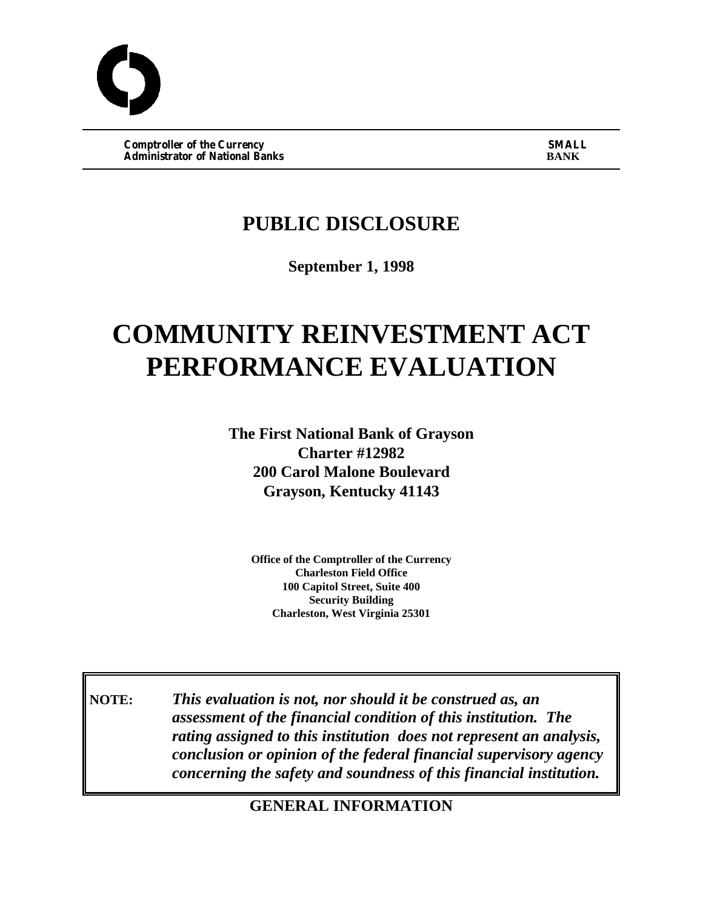**Comptroller of the Currency**
**Administrator of National Banks**

**SMALL BANK**

# PUBLIC DISCLOSURE

**September 1, 1998**

# COMMUNITY REINVESTMENT ACT PERFORMANCE EVALUATION

**The First National Bank of Grayson**
**Charter #12982**
**200 Carol Malone Boulevard**
**Grayson, Kentucky 41143**

**Office of the Comptroller of the Currency**
**Charleston Field Office**
**100 Capitol Street, Suite 400**
**Security Building**
**Charleston, West Virginia 25301**

**NOTE:** ***This evaluation is not, nor should it be construed as, an assessment of the financial condition of this institution. The rating assigned to this institution does not represent an analysis, conclusion or opinion of the federal financial supervisory agency concerning the safety and soundness of this financial institution.***

## GENERAL INFORMATION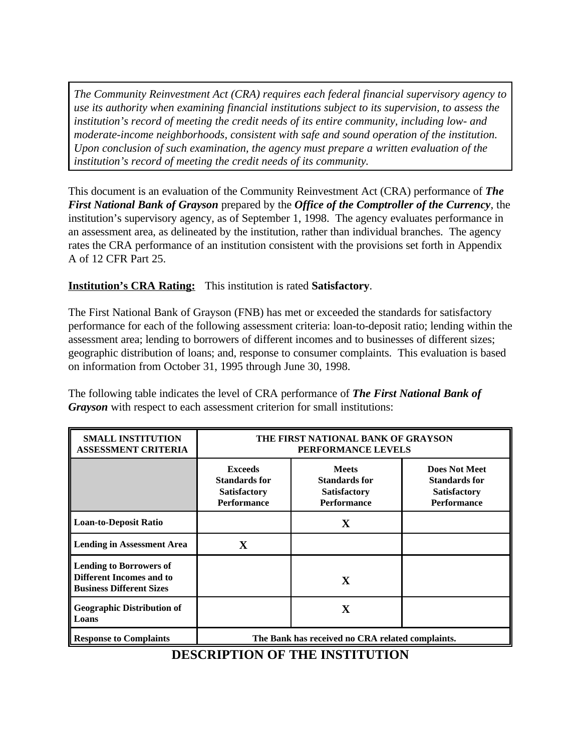*The Community Reinvestment Act (CRA) requires each federal financial supervisory agency to use its authority when examining financial institutions subject to its supervision, to assess the institution's record of meeting the credit needs of its entire community, including low- and moderate-income neighborhoods, consistent with safe and sound operation of the institution. Upon conclusion of such examination, the agency must prepare a written evaluation of the institution's record of meeting the credit needs of its community.*

This document is an evaluation of the Community Reinvestment Act (CRA) performance of ***The First National Bank of Grayson*** prepared by the ***Office of the Comptroller of the Currency***, the institution's supervisory agency, as of September 1, 1998. The agency evaluates performance in an assessment area, as delineated by the institution, rather than individual branches. The agency rates the CRA performance of an institution consistent with the provisions set forth in Appendix A of 12 CFR Part 25.

**Institution's CRA Rating:** This institution is rated **Satisfactory**.

The First National Bank of Grayson (FNB) has met or exceeded the standards for satisfactory performance for each of the following assessment criteria: loan-to-deposit ratio; lending within the assessment area; lending to borrowers of different incomes and to businesses of different sizes; geographic distribution of loans; and, response to consumer complaints. This evaluation is based on information from October 31, 1995 through June 30, 1998.

The following table indicates the level of CRA performance of ***The First National Bank of Grayson*** with respect to each assessment criterion for small institutions:

| SMALL INSTITUTION ASSESSMENT CRITERIA | THE FIRST NATIONAL BANK OF GRAYSON PERFORMANCE LEVELS | | |
|---|---|---|---|
| | **Exceeds Standards for Satisfactory Performance** | **Meets Standards for Satisfactory Performance** | **Does Not Meet Standards for Satisfactory Performance** |
| **Loan-to-Deposit Ratio** | | X | |
| **Lending in Assessment Area** | X | | |
| **Lending to Borrowers of Different Incomes and to Business Different Sizes** | | X | |
| **Geographic Distribution of Loans** | | X | |
| **Response to Complaints** | The Bank has received no CRA related complaints. | | |

# DESCRIPTION OF THE INSTITUTION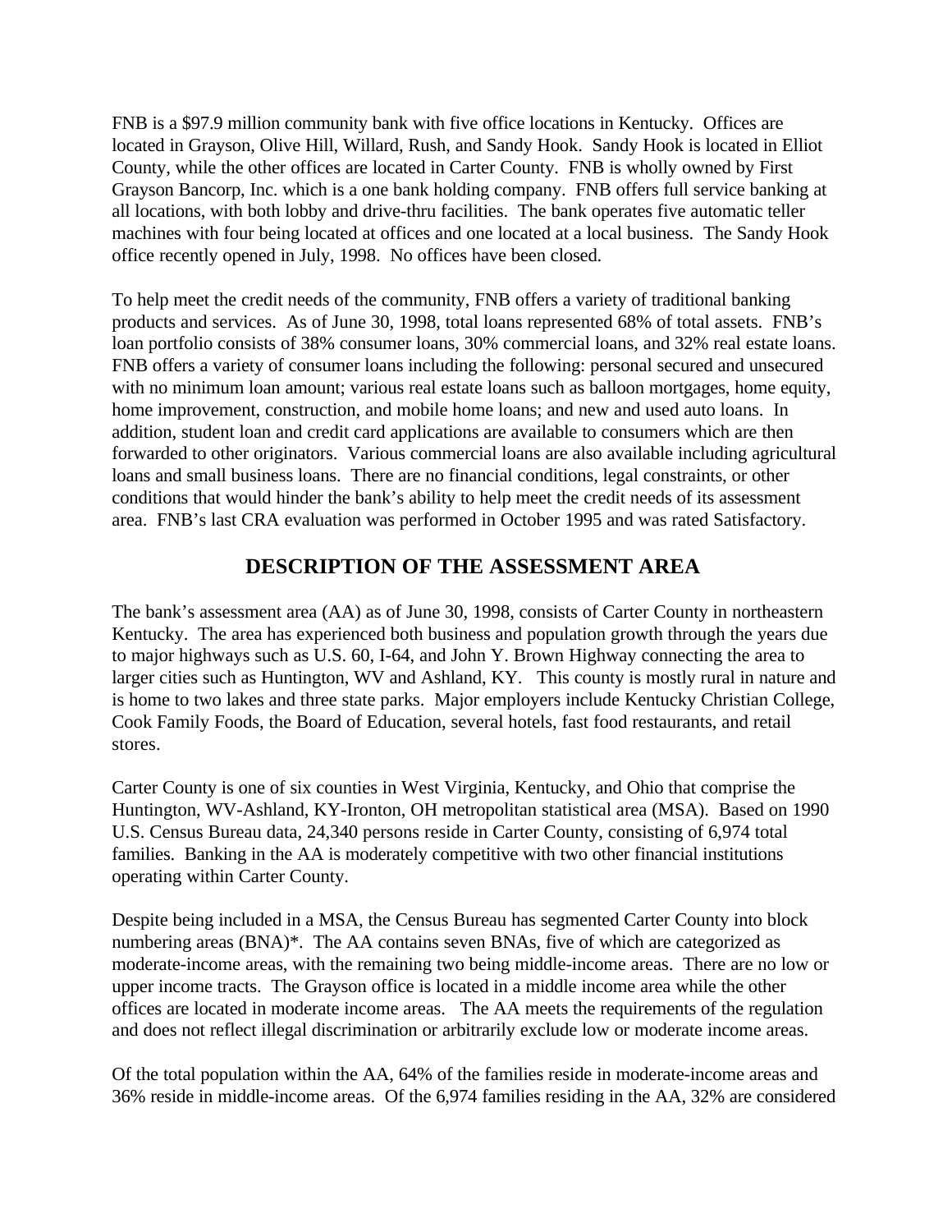FNB is a $97.9 million community bank with five office locations in Kentucky. Offices are located in Grayson, Olive Hill, Willard, Rush, and Sandy Hook. Sandy Hook is located in Elliot County, while the other offices are located in Carter County. FNB is wholly owned by First Grayson Bancorp, Inc. which is a one bank holding company. FNB offers full service banking at all locations, with both lobby and drive-thru facilities. The bank operates five automatic teller machines with four being located at offices and one located at a local business. The Sandy Hook office recently opened in July, 1998. No offices have been closed.

To help meet the credit needs of the community, FNB offers a variety of traditional banking products and services. As of June 30, 1998, total loans represented 68% of total assets. FNB's loan portfolio consists of 38% consumer loans, 30% commercial loans, and 32% real estate loans. FNB offers a variety of consumer loans including the following: personal secured and unsecured with no minimum loan amount; various real estate loans such as balloon mortgages, home equity, home improvement, construction, and mobile home loans; and new and used auto loans. In addition, student loan and credit card applications are available to consumers which are then forwarded to other originators. Various commercial loans are also available including agricultural loans and small business loans. There are no financial conditions, legal constraints, or other conditions that would hinder the bank's ability to help meet the credit needs of its assessment area. FNB's last CRA evaluation was performed in October 1995 and was rated Satisfactory.

## DESCRIPTION OF THE ASSESSMENT AREA

The bank's assessment area (AA) as of June 30, 1998, consists of Carter County in northeastern Kentucky. The area has experienced both business and population growth through the years due to major highways such as U.S. 60, I-64, and John Y. Brown Highway connecting the area to larger cities such as Huntington, WV and Ashland, KY. This county is mostly rural in nature and is home to two lakes and three state parks. Major employers include Kentucky Christian College, Cook Family Foods, the Board of Education, several hotels, fast food restaurants, and retail stores.

Carter County is one of six counties in West Virginia, Kentucky, and Ohio that comprise the Huntington, WV-Ashland, KY-Ironton, OH metropolitan statistical area (MSA). Based on 1990 U.S. Census Bureau data, 24,340 persons reside in Carter County, consisting of 6,974 total families. Banking in the AA is moderately competitive with two other financial institutions operating within Carter County.

Despite being included in a MSA, the Census Bureau has segmented Carter County into block numbering areas (BNA)*. The AA contains seven BNAs, five of which are categorized as moderate-income areas, with the remaining two being middle-income areas. There are no low or upper income tracts. The Grayson office is located in a middle income area while the other offices are located in moderate income areas. The AA meets the requirements of the regulation and does not reflect illegal discrimination or arbitrarily exclude low or moderate income areas.

Of the total population within the AA, 64% of the families reside in moderate-income areas and 36% reside in middle-income areas. Of the 6,974 families residing in the AA, 32% are considered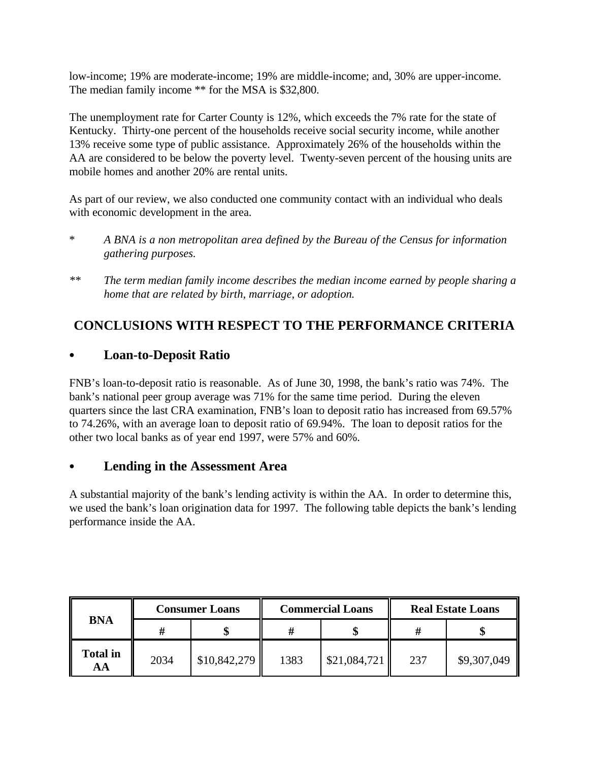low-income; 19% are moderate-income; 19% are middle-income; and, 30% are upper-income. The median family income ** for the MSA is $32,800.

The unemployment rate for Carter County is 12%, which exceeds the 7% rate for the state of Kentucky. Thirty-one percent of the households receive social security income, while another 13% receive some type of public assistance. Approximately 26% of the households within the AA are considered to be below the poverty level. Twenty-seven percent of the housing units are mobile homes and another 20% are rental units.

As part of our review, we also conducted one community contact with an individual who deals with economic development in the area.

\* *A BNA is a non metropolitan area defined by the Bureau of the Census for information gathering purposes.*

\*\* *The term median family income describes the median income earned by people sharing a home that are related by birth, marriage, or adoption.*

## CONCLUSIONS WITH RESPECT TO THE PERFORMANCE CRITERIA

### • Loan-to-Deposit Ratio

FNB's loan-to-deposit ratio is reasonable. As of June 30, 1998, the bank's ratio was 74%. The bank's national peer group average was 71% for the same time period. During the eleven quarters since the last CRA examination, FNB's loan to deposit ratio has increased from 69.57% to 74.26%, with an average loan to deposit ratio of 69.94%. The loan to deposit ratios for the other two local banks as of year end 1997, were 57% and 60%.

### • Lending in the Assessment Area

A substantial majority of the bank's lending activity is within the AA. In order to determine this, we used the bank's loan origination data for 1997. The following table depicts the bank's lending performance inside the AA.

| BNA | Consumer Loans | | Commercial Loans | | Real Estate Loans | |
|---|---|---|---|---|---|---|
| | # | $ | # | $ | # | $ |
| **Total in AA** | 2034 | $10,842,279 | 1383 | $21,084,721 | 237 | $9,307,049 |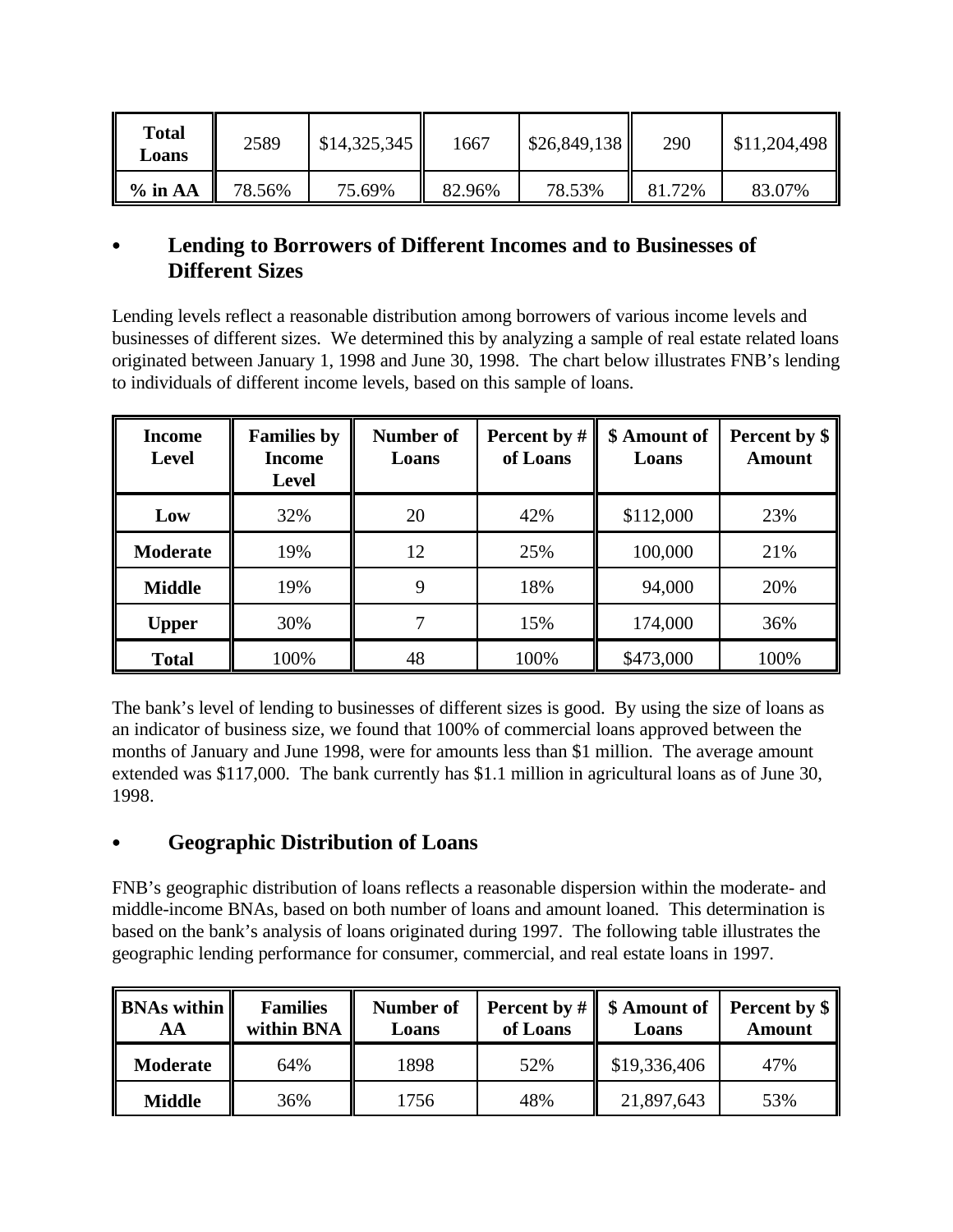| Total Loans | 2589 | $14,325,345 | 1667 | $26,849,138 | 290 | $11,204,498 |
|---|---|---|---|---|---|---|
| % in AA | 78.56% | 75.69% | 82.96% | 78.53% | 81.72% | 83.07% |

- **Lending to Borrowers of Different Incomes and to Businesses of Different Sizes**

Lending levels reflect a reasonable distribution among borrowers of various income levels and businesses of different sizes. We determined this by analyzing a sample of real estate related loans originated between January 1, 1998 and June 30, 1998. The chart below illustrates FNB's lending to individuals of different income levels, based on this sample of loans.

| Income Level | Families by Income Level | Number of Loans | Percent by # of Loans | $ Amount of Loans | Percent by $ Amount |
|---|---|---|---|---|---|
| Low | 32% | 20 | 42% | $112,000 | 23% |
| Moderate | 19% | 12 | 25% | 100,000 | 21% |
| Middle | 19% | 9 | 18% | 94,000 | 20% |
| Upper | 30% | 7 | 15% | 174,000 | 36% |
| Total | 100% | 48 | 100% | $473,000 | 100% |

The bank's level of lending to businesses of different sizes is good. By using the size of loans as an indicator of business size, we found that 100% of commercial loans approved between the months of January and June 1998, were for amounts less than $1 million. The average amount extended was $117,000. The bank currently has $1.1 million in agricultural loans as of June 30, 1998.

- **Geographic Distribution of Loans**

FNB's geographic distribution of loans reflects a reasonable dispersion within the moderate- and middle-income BNAs, based on both number of loans and amount loaned. This determination is based on the bank's analysis of loans originated during 1997. The following table illustrates the geographic lending performance for consumer, commercial, and real estate loans in 1997.

| BNAs within AA | Families within BNA | Number of Loans | Percent by # of Loans | $ Amount of Loans | Percent by $ Amount |
|---|---|---|---|---|---|
| Moderate | 64% | 1898 | 52% | $19,336,406 | 47% |
| Middle | 36% | 1756 | 48% | 21,897,643 | 53% |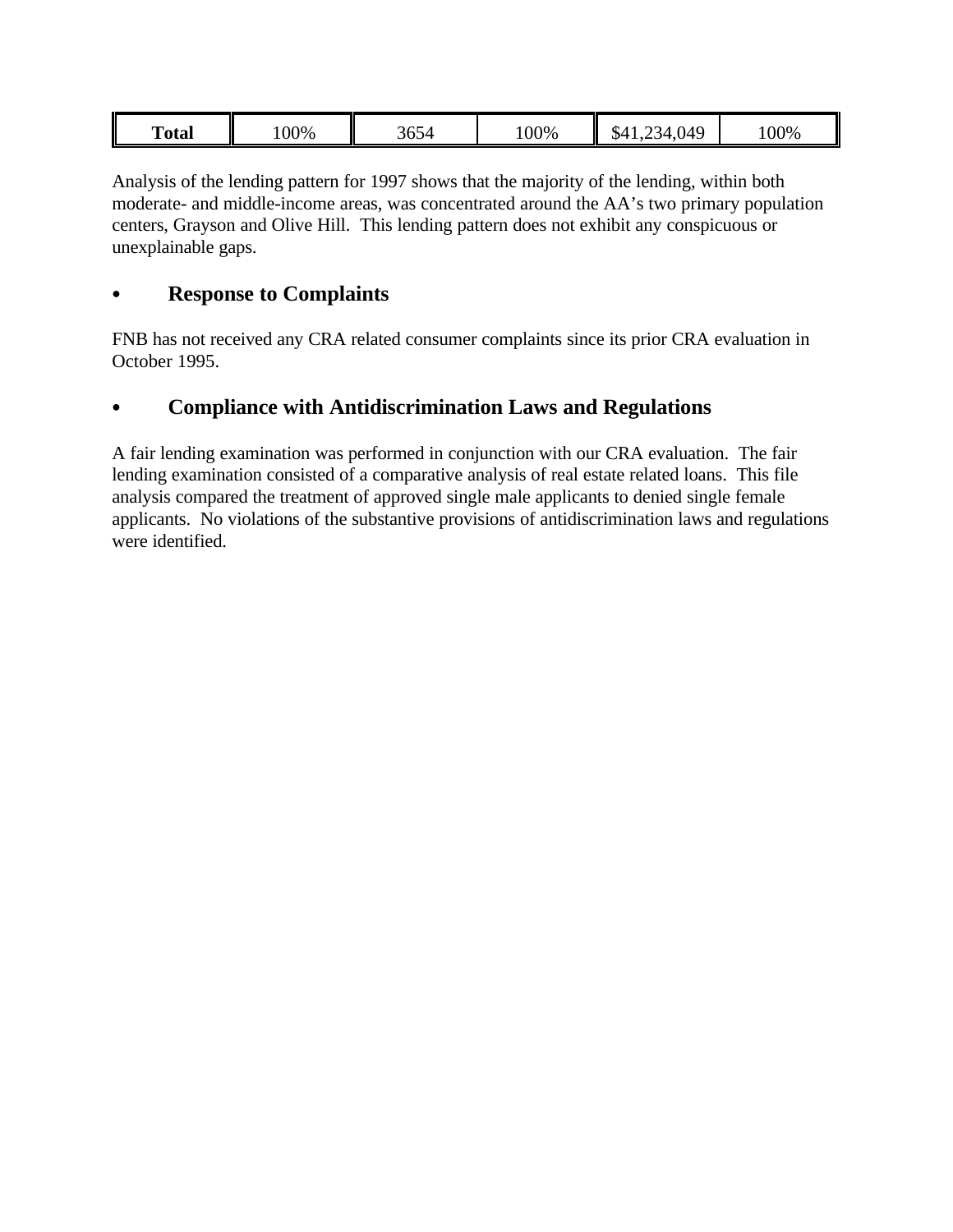| | | | | | |
|---|---|---|---|---|---|
| **Total** | 100% | 3654 | 100% | $41,234,049 | 100% |

Analysis of the lending pattern for 1997 shows that the majority of the lending, within both moderate- and middle-income areas, was concentrated around the AA's two primary population centers, Grayson and Olive Hill. This lending pattern does not exhibit any conspicuous or unexplainable gaps.

## • Response to Complaints

FNB has not received any CRA related consumer complaints since its prior CRA evaluation in October 1995.

## • Compliance with Antidiscrimination Laws and Regulations

A fair lending examination was performed in conjunction with our CRA evaluation. The fair lending examination consisted of a comparative analysis of real estate related loans. This file analysis compared the treatment of approved single male applicants to denied single female applicants. No violations of the substantive provisions of antidiscrimination laws and regulations were identified.